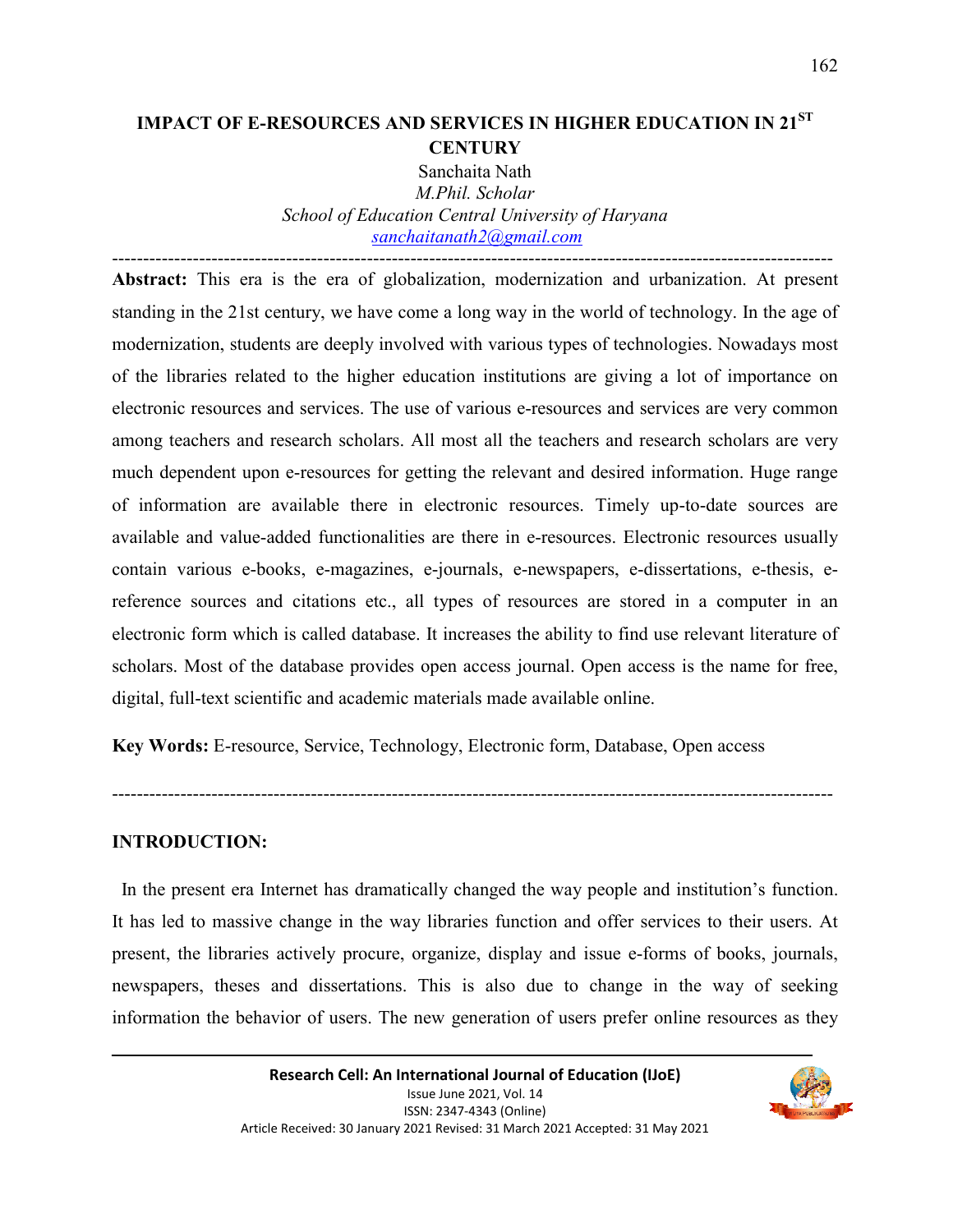# IMPACT OF E-RESOURCES AND SERVICES IN HIGHER EDUCATION IN 21ST CENTURY

Sanchaita Nath

*M.Phil. Scholar*

*School of Education Central University of Haryana*

*sanchaitanath2@gmail.com*

---

**Abstract:** This era is the era of globalization, modernization and urbanization. At present standing in the 21st century, we have come a long way in the world of technology. In the age of modernization, students are deeply involved with various types of technologies. Nowadays most of the libraries related to the higher education institutions are giving a lot of importance on electronic resources and services. The use of various e-resources and services are very common among teachers and research scholars. All most all the teachers and research scholars are very much dependent upon e-resources for getting the relevant and desired information. Huge range of information are available there in electronic resources. Timely up-to-date sources are available and value-added functionalities are there in e-resources. Electronic resources usually contain various e-books, e-magazines, e-journals, e-newspapers, e-dissertations, e-thesis, e-reference sources and citations etc., all types of resources are stored in a computer in an electronic form which is called database. It increases the ability to find use relevant literature of scholars. Most of the database provides open access journal. Open access is the name for free, digital, full-text scientific and academic materials made available online.

**Key Words:** E-resource, Service, Technology, Electronic form, Database, Open access

---

## INTRODUCTION:

In the present era Internet has dramatically changed the way people and institution's function. It has led to massive change in the way libraries function and offer services to their users. At present, the libraries actively procure, organize, display and issue e-forms of books, journals, newspapers, theses and dissertations. This is also due to change in the way of seeking information the behavior of users. The new generation of users prefer online resources as they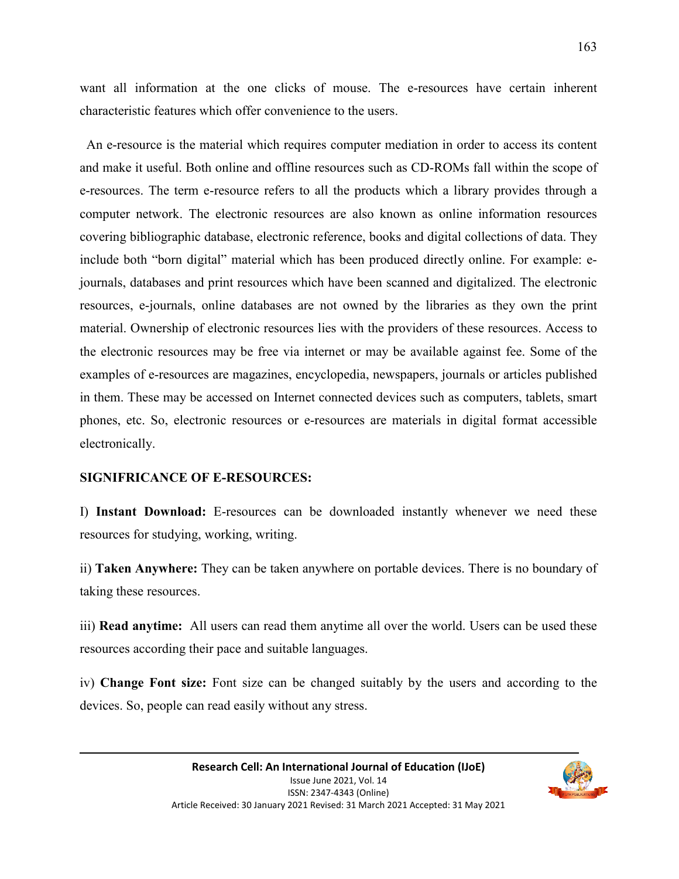want all information at the one clicks of mouse. The e-resources have certain inherent characteristic features which offer convenience to the users.

An e-resource is the material which requires computer mediation in order to access its content and make it useful. Both online and offline resources such as CD-ROMs fall within the scope of e-resources. The term e-resource refers to all the products which a library provides through a computer network. The electronic resources are also known as online information resources covering bibliographic database, electronic reference, books and digital collections of data. They include both "born digital" material which has been produced directly online. For example: e-journals, databases and print resources which have been scanned and digitalized. The electronic resources, e-journals, online databases are not owned by the libraries as they own the print material. Ownership of electronic resources lies with the providers of these resources. Access to the electronic resources may be free via internet or may be available against fee. Some of the examples of e-resources are magazines, encyclopedia, newspapers, journals or articles published in them. These may be accessed on Internet connected devices such as computers, tablets, smart phones, etc. So, electronic resources or e-resources are materials in digital format accessible electronically.

**SIGNIFRICANCE OF E-RESOURCES:**

I) **Instant Download:** E-resources can be downloaded instantly whenever we need these resources for studying, working, writing.

ii) **Taken Anywhere:** They can be taken anywhere on portable devices. There is no boundary of taking these resources.

iii) **Read anytime:** All users can read them anytime all over the world. Users can be used these resources according their pace and suitable languages.

iv) **Change Font size:** Font size can be changed suitably by the users and according to the devices. So, people can read easily without any stress.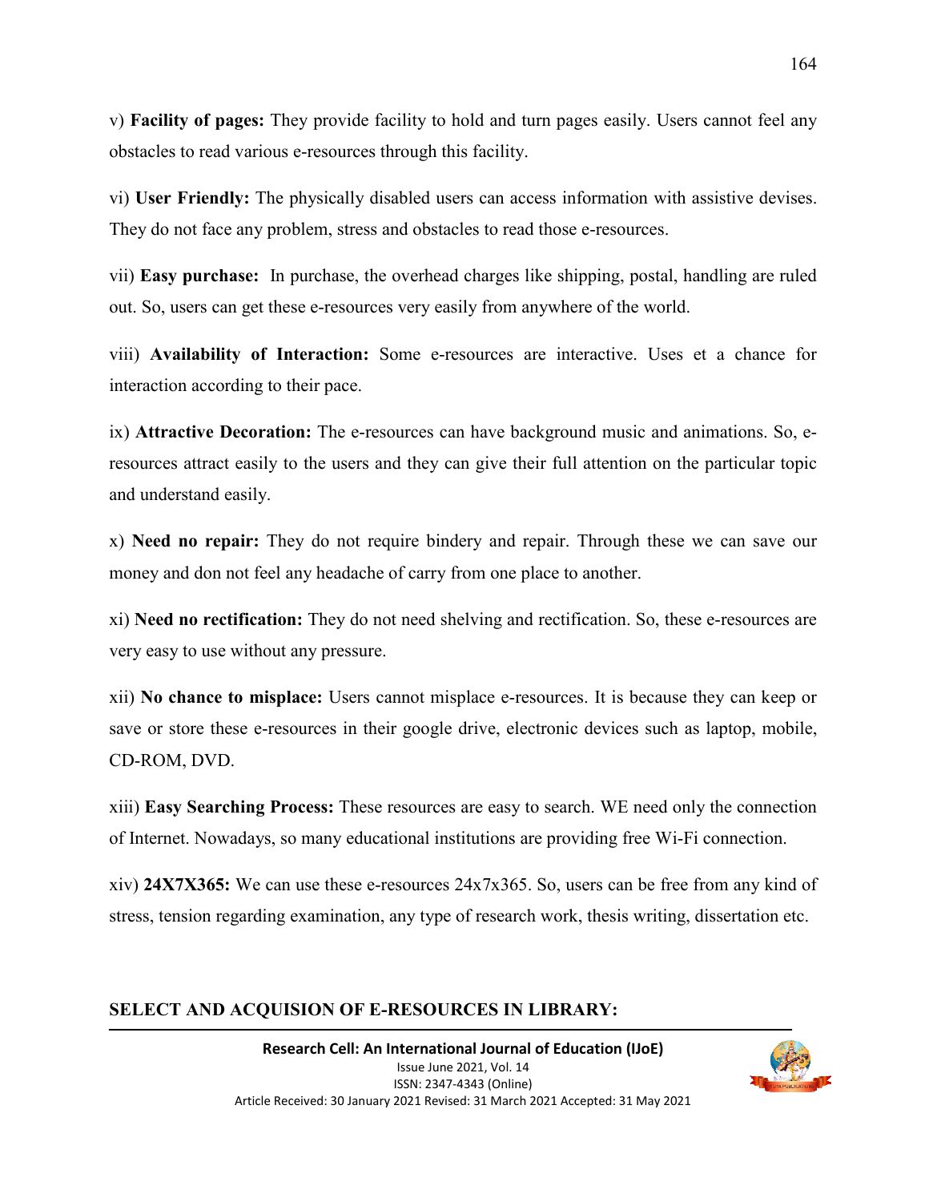v) **Facility of pages:** They provide facility to hold and turn pages easily. Users cannot feel any obstacles to read various e-resources through this facility.

vi) **User Friendly:** The physically disabled users can access information with assistive devises. They do not face any problem, stress and obstacles to read those e-resources.

vii) **Easy purchase:** In purchase, the overhead charges like shipping, postal, handling are ruled out. So, users can get these e-resources very easily from anywhere of the world.

viii) **Availability of Interaction:** Some e-resources are interactive. Uses et a chance for interaction according to their pace.

ix) **Attractive Decoration:** The e-resources can have background music and animations. So, e-resources attract easily to the users and they can give their full attention on the particular topic and understand easily.

x) **Need no repair:** They do not require bindery and repair. Through these we can save our money and don not feel any headache of carry from one place to another.

xi) **Need no rectification:** They do not need shelving and rectification. So, these e-resources are very easy to use without any pressure.

xii) **No chance to misplace:** Users cannot misplace e-resources. It is because they can keep or save or store these e-resources in their google drive, electronic devices such as laptop, mobile, CD-ROM, DVD.

xiii) **Easy Searching Process:** These resources are easy to search. WE need only the connection of Internet. Nowadays, so many educational institutions are providing free Wi-Fi connection.

xiv) **24X7X365:** We can use these e-resources 24x7x365. So, users can be free from any kind of stress, tension regarding examination, any type of research work, thesis writing, dissertation etc.

## SELECT AND ACQUISION OF E-RESOURCES IN LIBRARY: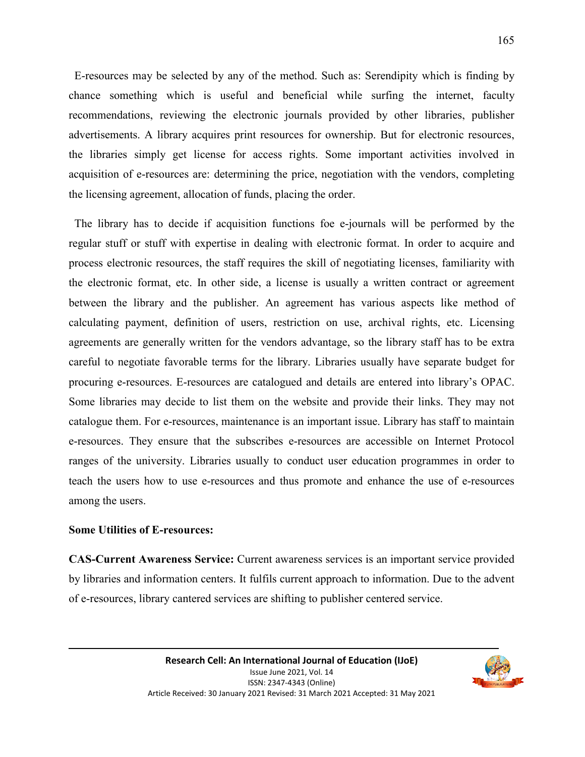E-resources may be selected by any of the method. Such as: Serendipity which is finding by chance something which is useful and beneficial while surfing the internet, faculty recommendations, reviewing the electronic journals provided by other libraries, publisher advertisements. A library acquires print resources for ownership. But for electronic resources, the libraries simply get license for access rights. Some important activities involved in acquisition of e-resources are: determining the price, negotiation with the vendors, completing the licensing agreement, allocation of funds, placing the order.

The library has to decide if acquisition functions foe e-journals will be performed by the regular stuff or stuff with expertise in dealing with electronic format. In order to acquire and process electronic resources, the staff requires the skill of negotiating licenses, familiarity with the electronic format, etc. In other side, a license is usually a written contract or agreement between the library and the publisher. An agreement has various aspects like method of calculating payment, definition of users, restriction on use, archival rights, etc. Licensing agreements are generally written for the vendors advantage, so the library staff has to be extra careful to negotiate favorable terms for the library. Libraries usually have separate budget for procuring e-resources. E-resources are catalogued and details are entered into library's OPAC. Some libraries may decide to list them on the website and provide their links. They may not catalogue them. For e-resources, maintenance is an important issue. Library has staff to maintain e-resources. They ensure that the subscribes e-resources are accessible on Internet Protocol ranges of the university. Libraries usually to conduct user education programmes in order to teach the users how to use e-resources and thus promote and enhance the use of e-resources among the users.

**Some Utilities of E-resources:**

**CAS-Current Awareness Service:** Current awareness services is an important service provided by libraries and information centers. It fulfils current approach to information. Due to the advent of e-resources, library cantered services are shifting to publisher centered service.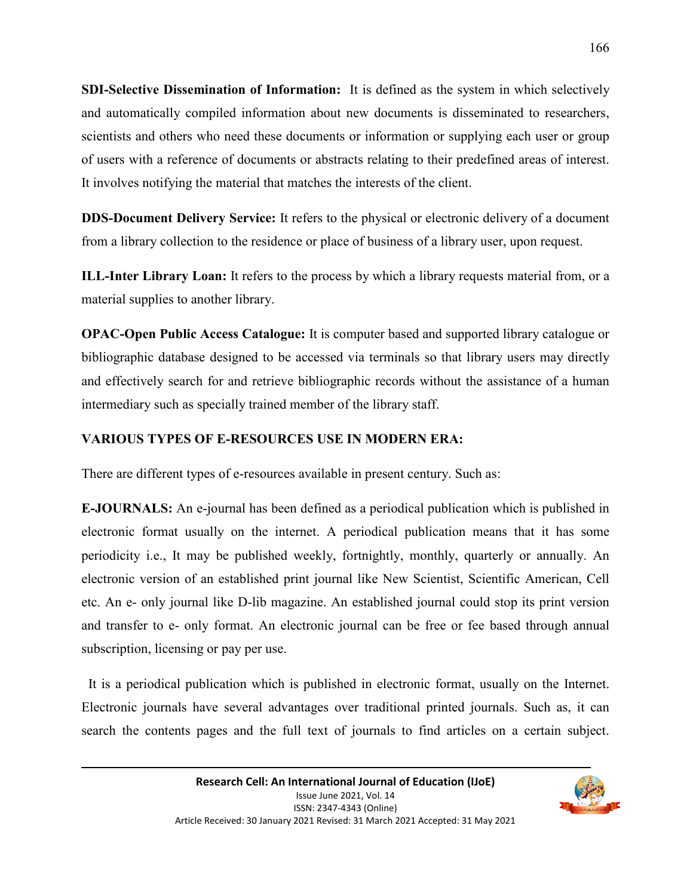**SDI-Selective Dissemination of Information:** It is defined as the system in which selectively and automatically compiled information about new documents is disseminated to researchers, scientists and others who need these documents or information or supplying each user or group of users with a reference of documents or abstracts relating to their predefined areas of interest. It involves notifying the material that matches the interests of the client.

**DDS-Document Delivery Service:** It refers to the physical or electronic delivery of a document from a library collection to the residence or place of business of a library user, upon request.

**ILL-Inter Library Loan:** It refers to the process by which a library requests material from, or a material supplies to another library.

**OPAC-Open Public Access Catalogue:** It is computer based and supported library catalogue or bibliographic database designed to be accessed via terminals so that library users may directly and effectively search for and retrieve bibliographic records without the assistance of a human intermediary such as specially trained member of the library staff.

**VARIOUS TYPES OF E-RESOURCES USE IN MODERN ERA:**

There are different types of e-resources available in present century. Such as:

**E-JOURNALS:** An e-journal has been defined as a periodical publication which is published in electronic format usually on the internet. A periodical publication means that it has some periodicity i.e., It may be published weekly, fortnightly, monthly, quarterly or annually. An electronic version of an established print journal like New Scientist, Scientific American, Cell etc. An e- only journal like D-lib magazine. An established journal could stop its print version and transfer to e- only format. An electronic journal can be free or fee based through annual subscription, licensing or pay per use.

It is a periodical publication which is published in electronic format, usually on the Internet. Electronic journals have several advantages over traditional printed journals. Such as, it can search the contents pages and the full text of journals to find articles on a certain subject.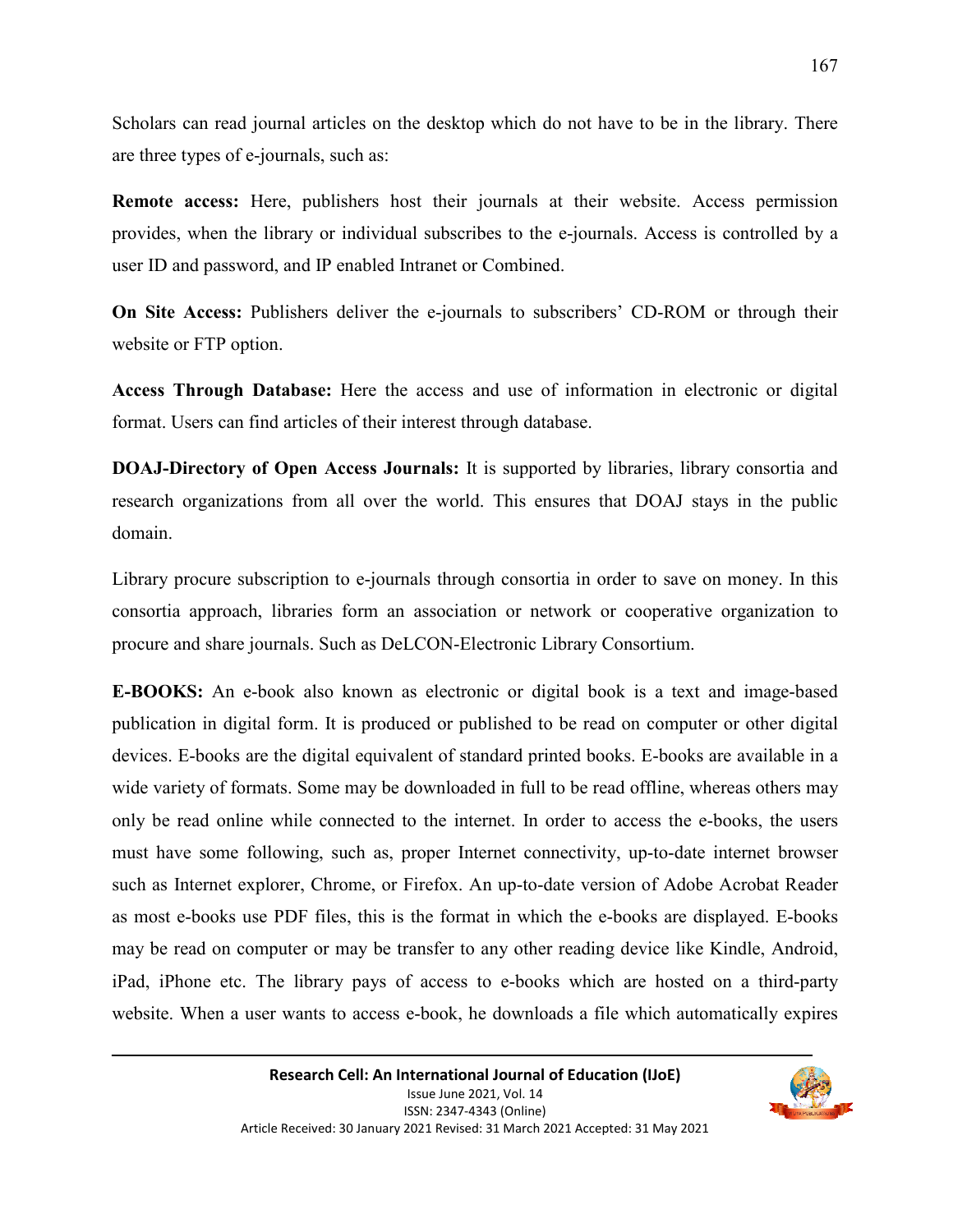Scholars can read journal articles on the desktop which do not have to be in the library. There are three types of e-journals, such as:

**Remote access:** Here, publishers host their journals at their website. Access permission provides, when the library or individual subscribes to the e-journals. Access is controlled by a user ID and password, and IP enabled Intranet or Combined.

**On Site Access:** Publishers deliver the e-journals to subscribers' CD-ROM or through their website or FTP option.

**Access Through Database:** Here the access and use of information in electronic or digital format. Users can find articles of their interest through database.

**DOAJ-Directory of Open Access Journals:** It is supported by libraries, library consortia and research organizations from all over the world. This ensures that DOAJ stays in the public domain.

Library procure subscription to e-journals through consortia in order to save on money. In this consortia approach, libraries form an association or network or cooperative organization to procure and share journals. Such as DeLCON-Electronic Library Consortium.

**E-BOOKS:** An e-book also known as electronic or digital book is a text and image-based publication in digital form. It is produced or published to be read on computer or other digital devices. E-books are the digital equivalent of standard printed books. E-books are available in a wide variety of formats. Some may be downloaded in full to be read offline, whereas others may only be read online while connected to the internet. In order to access the e-books, the users must have some following, such as, proper Internet connectivity, up-to-date internet browser such as Internet explorer, Chrome, or Firefox. An up-to-date version of Adobe Acrobat Reader as most e-books use PDF files, this is the format in which the e-books are displayed. E-books may be read on computer or may be transfer to any other reading device like Kindle, Android, iPad, iPhone etc. The library pays of access to e-books which are hosted on a third-party website. When a user wants to access e-book, he downloads a file which automatically expires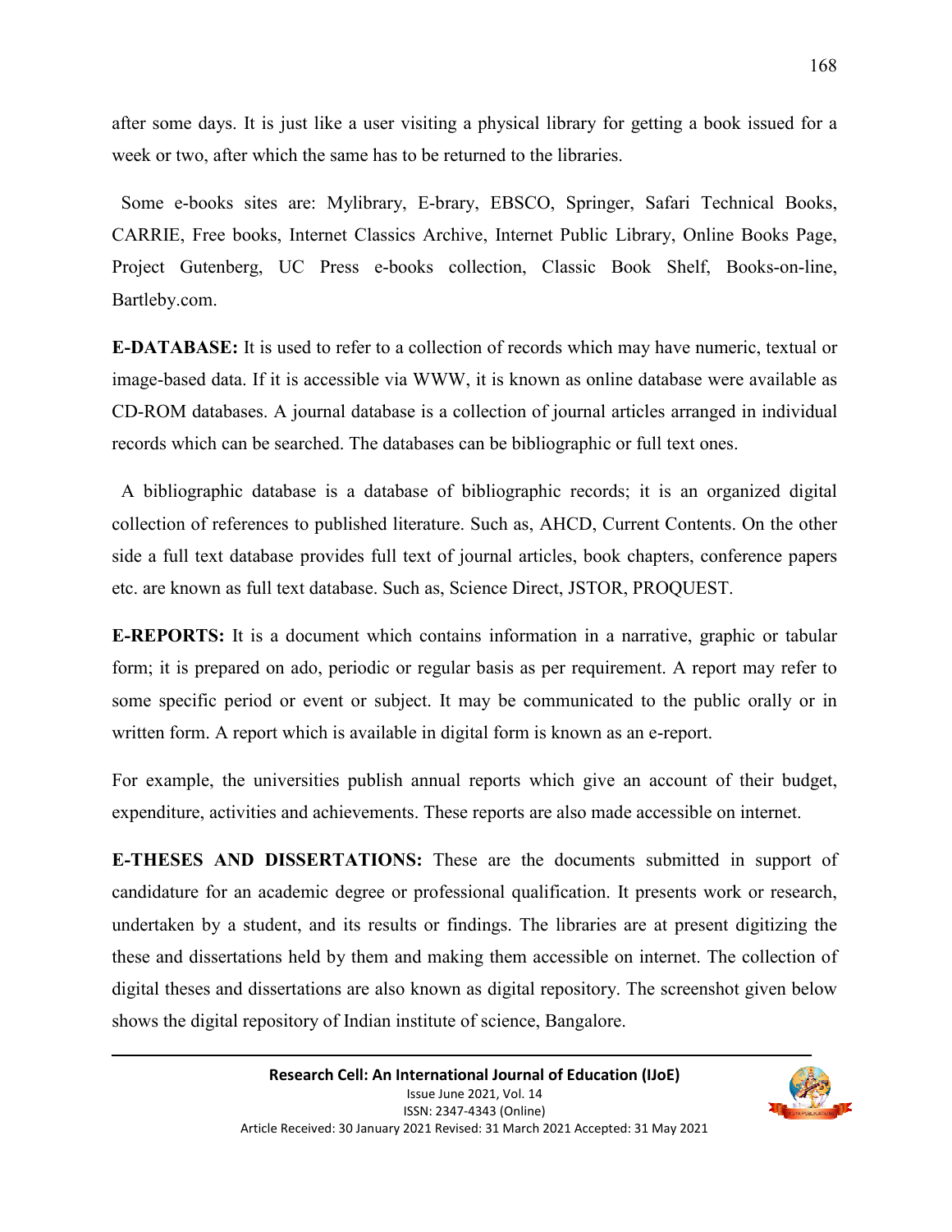after some days. It is just like a user visiting a physical library for getting a book issued for a week or two, after which the same has to be returned to the libraries.

Some e-books sites are: Mylibrary, E-brary, EBSCO, Springer, Safari Technical Books, CARRIE, Free books, Internet Classics Archive, Internet Public Library, Online Books Page, Project Gutenberg, UC Press e-books collection, Classic Book Shelf, Books-on-line, Bartleby.com.

**E-DATABASE:** It is used to refer to a collection of records which may have numeric, textual or image-based data. If it is accessible via WWW, it is known as online database were available as CD-ROM databases. A journal database is a collection of journal articles arranged in individual records which can be searched. The databases can be bibliographic or full text ones.

A bibliographic database is a database of bibliographic records; it is an organized digital collection of references to published literature. Such as, AHCD, Current Contents. On the other side a full text database provides full text of journal articles, book chapters, conference papers etc. are known as full text database. Such as, Science Direct, JSTOR, PROQUEST.

**E-REPORTS:** It is a document which contains information in a narrative, graphic or tabular form; it is prepared on ado, periodic or regular basis as per requirement. A report may refer to some specific period or event or subject. It may be communicated to the public orally or in written form. A report which is available in digital form is known as an e-report.

For example, the universities publish annual reports which give an account of their budget, expenditure, activities and achievements. These reports are also made accessible on internet.

**E-THESES AND DISSERTATIONS:** These are the documents submitted in support of candidature for an academic degree or professional qualification. It presents work or research, undertaken by a student, and its results or findings. The libraries are at present digitizing the these and dissertations held by them and making them accessible on internet. The collection of digital theses and dissertations are also known as digital repository. The screenshot given below shows the digital repository of Indian institute of science, Bangalore.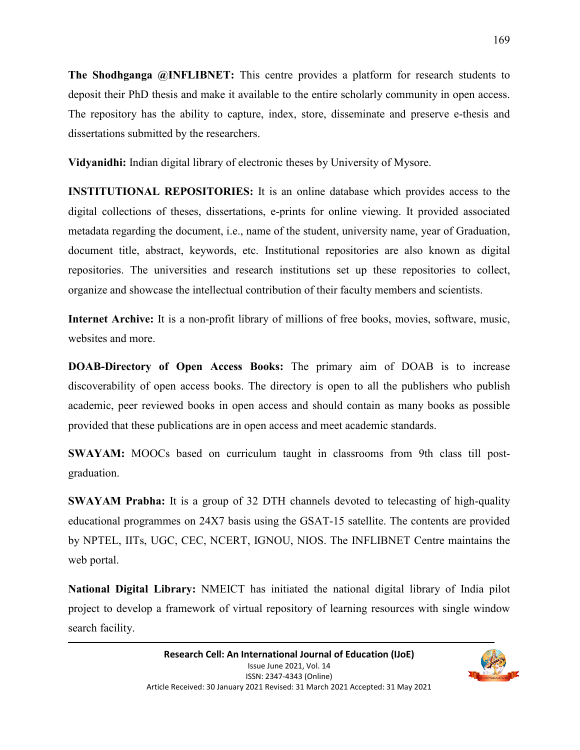**The Shodhganga @INFLIBNET:** This centre provides a platform for research students to deposit their PhD thesis and make it available to the entire scholarly community in open access. The repository has the ability to capture, index, store, disseminate and preserve e-thesis and dissertations submitted by the researchers.

**Vidyanidhi:** Indian digital library of electronic theses by University of Mysore.

**INSTITUTIONAL REPOSITORIES:** It is an online database which provides access to the digital collections of theses, dissertations, e-prints for online viewing. It provided associated metadata regarding the document, i.e., name of the student, university name, year of Graduation, document title, abstract, keywords, etc. Institutional repositories are also known as digital repositories. The universities and research institutions set up these repositories to collect, organize and showcase the intellectual contribution of their faculty members and scientists.

**Internet Archive:** It is a non-profit library of millions of free books, movies, software, music, websites and more.

**DOAB-Directory of Open Access Books:** The primary aim of DOAB is to increase discoverability of open access books. The directory is open to all the publishers who publish academic, peer reviewed books in open access and should contain as many books as possible provided that these publications are in open access and meet academic standards.

**SWAYAM:** MOOCs based on curriculum taught in classrooms from 9th class till post-graduation.

**SWAYAM Prabha:** It is a group of 32 DTH channels devoted to telecasting of high-quality educational programmes on 24X7 basis using the GSAT-15 satellite. The contents are provided by NPTEL, IITs, UGC, CEC, NCERT, IGNOU, NIOS. The INFLIBNET Centre maintains the web portal.

**National Digital Library:** NMEICT has initiated the national digital library of India pilot project to develop a framework of virtual repository of learning resources with single window search facility.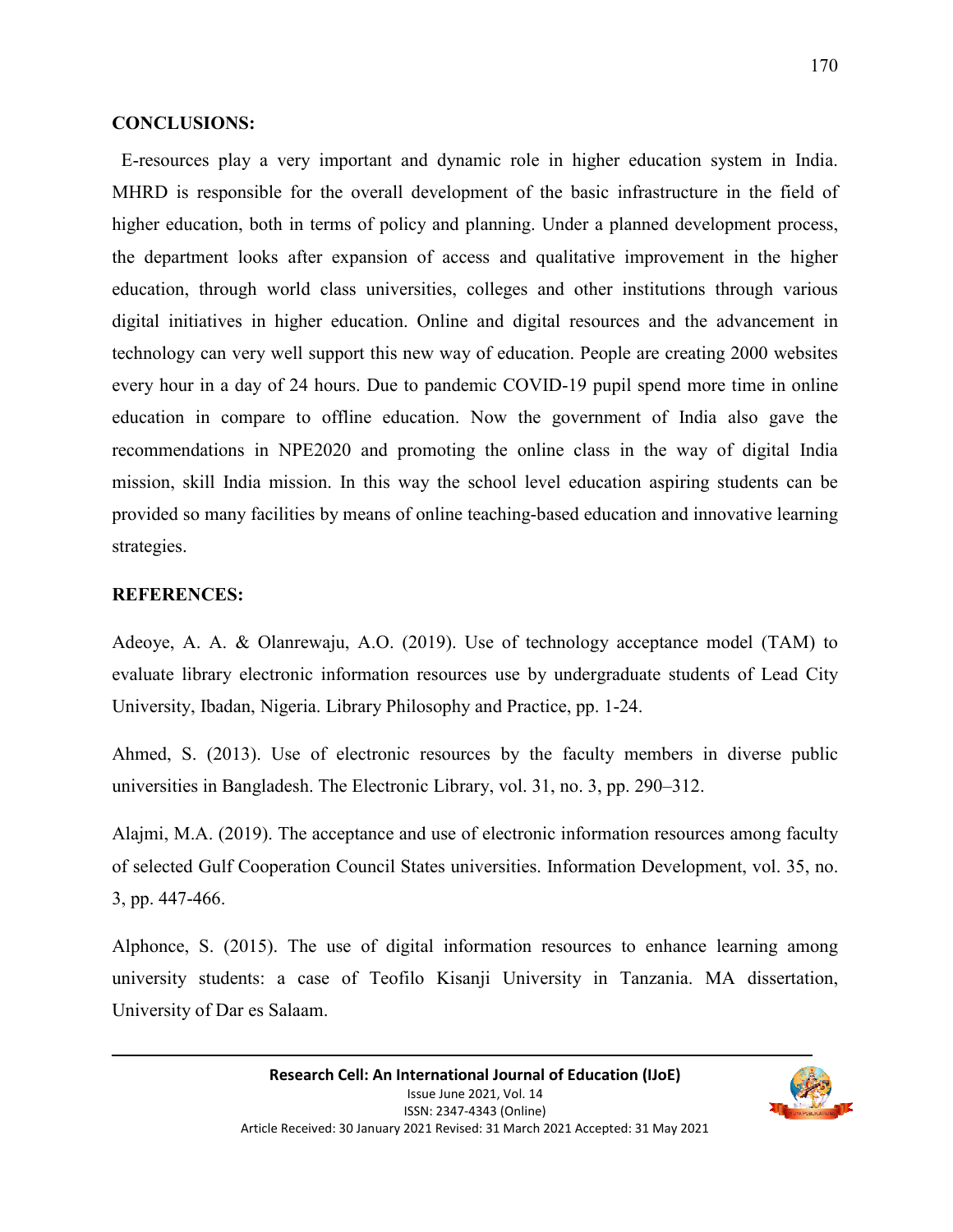**CONCLUSIONS:**

E-resources play a very important and dynamic role in higher education system in India. MHRD is responsible for the overall development of the basic infrastructure in the field of higher education, both in terms of policy and planning. Under a planned development process, the department looks after expansion of access and qualitative improvement in the higher education, through world class universities, colleges and other institutions through various digital initiatives in higher education. Online and digital resources and the advancement in technology can very well support this new way of education. People are creating 2000 websites every hour in a day of 24 hours. Due to pandemic COVID-19 pupil spend more time in online education in compare to offline education. Now the government of India also gave the recommendations in NPE2020 and promoting the online class in the way of digital India mission, skill India mission. In this way the school level education aspiring students can be provided so many facilities by means of online teaching-based education and innovative learning strategies.

**REFERENCES:**

Adeoye, A. A. & Olanrewaju, A.O. (2019). Use of technology acceptance model (TAM) to evaluate library electronic information resources use by undergraduate students of Lead City University, Ibadan, Nigeria. Library Philosophy and Practice, pp. 1-24.

Ahmed, S. (2013). Use of electronic resources by the faculty members in diverse public universities in Bangladesh. The Electronic Library, vol. 31, no. 3, pp. 290–312.

Alajmi, M.A. (2019). The acceptance and use of electronic information resources among faculty of selected Gulf Cooperation Council States universities. Information Development, vol. 35, no. 3, pp. 447-466.

Alphonce, S. (2015). The use of digital information resources to enhance learning among university students: a case of Teofilo Kisanji University in Tanzania. MA dissertation, University of Dar es Salaam.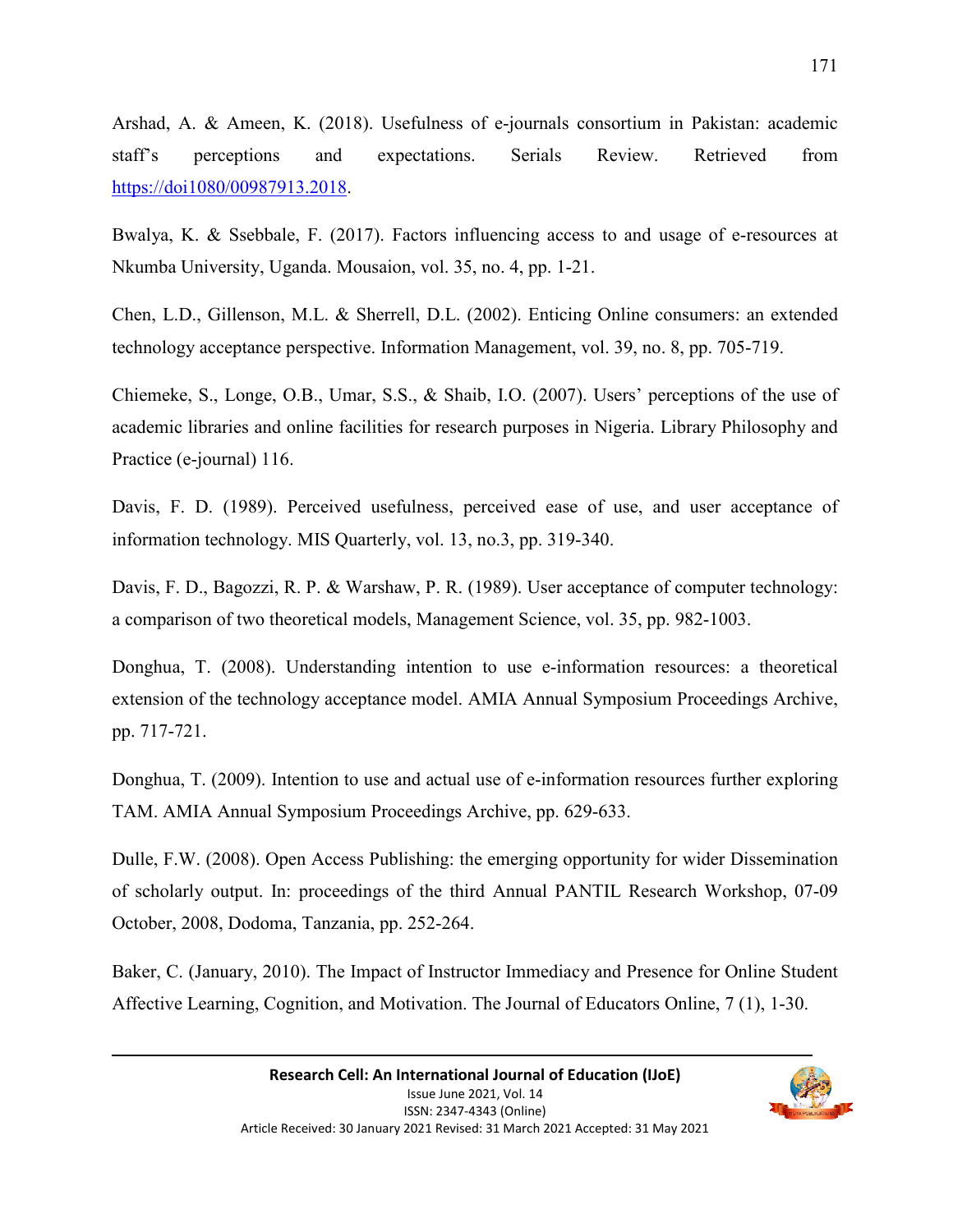Arshad, A. & Ameen, K. (2018). Usefulness of e-journals consortium in Pakistan: academic staff's perceptions and expectations. Serials Review. Retrieved from https://doi1080/00987913.2018.

Bwalya, K. & Ssebbale, F. (2017). Factors influencing access to and usage of e-resources at Nkumba University, Uganda. Mousaion, vol. 35, no. 4, pp. 1-21.

Chen, L.D., Gillenson, M.L. & Sherrell, D.L. (2002). Enticing Online consumers: an extended technology acceptance perspective. Information Management, vol. 39, no. 8, pp. 705-719.

Chiemeke, S., Longe, O.B., Umar, S.S., & Shaib, I.O. (2007). Users' perceptions of the use of academic libraries and online facilities for research purposes in Nigeria. Library Philosophy and Practice (e-journal) 116.

Davis, F. D. (1989). Perceived usefulness, perceived ease of use, and user acceptance of information technology. MIS Quarterly, vol. 13, no.3, pp. 319-340.

Davis, F. D., Bagozzi, R. P. & Warshaw, P. R. (1989). User acceptance of computer technology: a comparison of two theoretical models, Management Science, vol. 35, pp. 982-1003.

Donghua, T. (2008). Understanding intention to use e-information resources: a theoretical extension of the technology acceptance model. AMIA Annual Symposium Proceedings Archive, pp. 717-721.

Donghua, T. (2009). Intention to use and actual use of e-information resources further exploring TAM. AMIA Annual Symposium Proceedings Archive, pp. 629-633.

Dulle, F.W. (2008). Open Access Publishing: the emerging opportunity for wider Dissemination of scholarly output. In: proceedings of the third Annual PANTIL Research Workshop, 07-09 October, 2008, Dodoma, Tanzania, pp. 252-264.

Baker, C. (January, 2010). The Impact of Instructor Immediacy and Presence for Online Student Affective Learning, Cognition, and Motivation. The Journal of Educators Online, 7 (1), 1-30.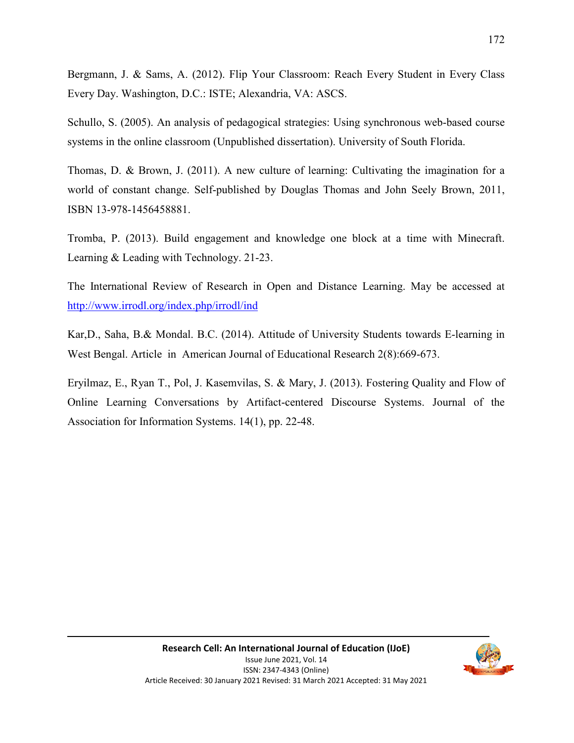Bergmann, J. & Sams, A. (2012). Flip Your Classroom: Reach Every Student in Every Class Every Day. Washington, D.C.: ISTE; Alexandria, VA: ASCS.

Schullo, S. (2005). An analysis of pedagogical strategies: Using synchronous web-based course systems in the online classroom (Unpublished dissertation). University of South Florida.

Thomas, D. & Brown, J. (2011). A new culture of learning: Cultivating the imagination for a world of constant change. Self-published by Douglas Thomas and John Seely Brown, 2011, ISBN 13-978-1456458881.

Tromba, P. (2013). Build engagement and knowledge one block at a time with Minecraft. Learning & Leading with Technology. 21-23.

The International Review of Research in Open and Distance Learning. May be accessed at http://www.irrodl.org/index.php/irrodl/ind

Kar,D., Saha, B.& Mondal. B.C. (2014). Attitude of University Students towards E-learning in West Bengal. Article in American Journal of Educational Research 2(8):669-673.

Eryilmaz, E., Ryan T., Pol, J. Kasemvilas, S. & Mary, J. (2013). Fostering Quality and Flow of Online Learning Conversations by Artifact-centered Discourse Systems. Journal of the Association for Information Systems. 14(1), pp. 22-48.